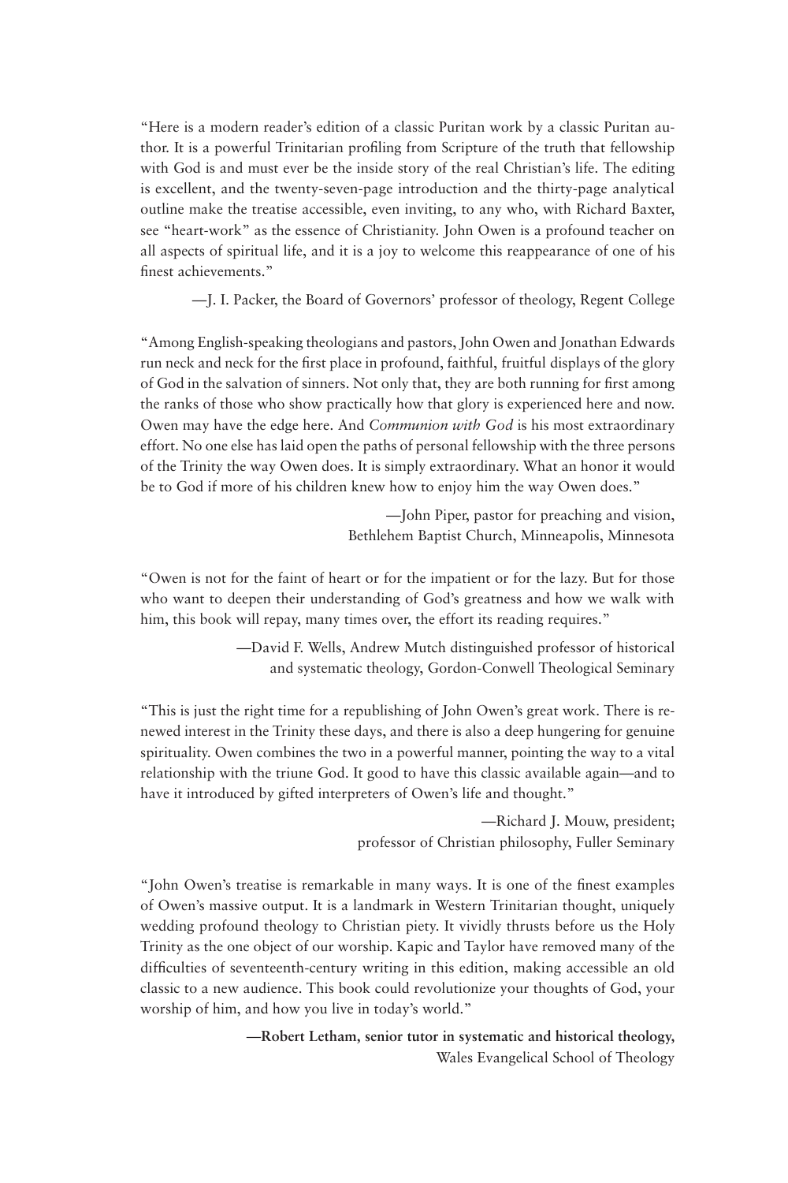"Here is a modern reader's edition of a classic Puritan work by a classic Puritan author. It is a powerful Trinitarian profiling from Scripture of the truth that fellowship with God is and must ever be the inside story of the real Christian's life. The editing is excellent, and the twenty-seven-page introduction and the thirty-page analytical outline make the treatise accessible, even inviting, to any who, with Richard Baxter, see "heart-work" as the essence of Christianity. John Owen is a profound teacher on all aspects of spiritual life, and it is a joy to welcome this reappearance of one of his finest achievements."

—J. I. Packer, the Board of Governors' professor of theology, Regent College

"Among English-speaking theologians and pastors, John Owen and Jonathan Edwards run neck and neck for the first place in profound, faithful, fruitful displays of the glory of God in the salvation of sinners. Not only that, they are both running for first among the ranks of those who show practically how that glory is experienced here and now. Owen may have the edge here. And *Communion with God* is his most extraordinary effort. No one else has laid open the paths of personal fellowship with the three persons of the Trinity the way Owen does. It is simply extraordinary. What an honor it would be to God if more of his children knew how to enjoy him the way Owen does."

—John Piper, pastor for preaching and vision,
Bethlehem Baptist Church, Minneapolis, Minnesota

"Owen is not for the faint of heart or for the impatient or for the lazy. But for those who want to deepen their understanding of God's greatness and how we walk with him, this book will repay, many times over, the effort its reading requires."

—David F. Wells, Andrew Mutch distinguished professor of historical
and systematic theology, Gordon-Conwell Theological Seminary

"This is just the right time for a republishing of John Owen's great work. There is renewed interest in the Trinity these days, and there is also a deep hungering for genuine spirituality. Owen combines the two in a powerful manner, pointing the way to a vital relationship with the triune God. It good to have this classic available again—and to have it introduced by gifted interpreters of Owen's life and thought."

—Richard J. Mouw, president;
professor of Christian philosophy, Fuller Seminary

"John Owen's treatise is remarkable in many ways. It is one of the finest examples of Owen's massive output. It is a landmark in Western Trinitarian thought, uniquely wedding profound theology to Christian piety. It vividly thrusts before us the Holy Trinity as the one object of our worship. Kapic and Taylor have removed many of the difficulties of seventeenth-century writing in this edition, making accessible an old classic to a new audience. This book could revolutionize your thoughts of God, your worship of him, and how you live in today's world."

**—Robert Letham, senior tutor in systematic and historical theology,**
Wales Evangelical School of Theology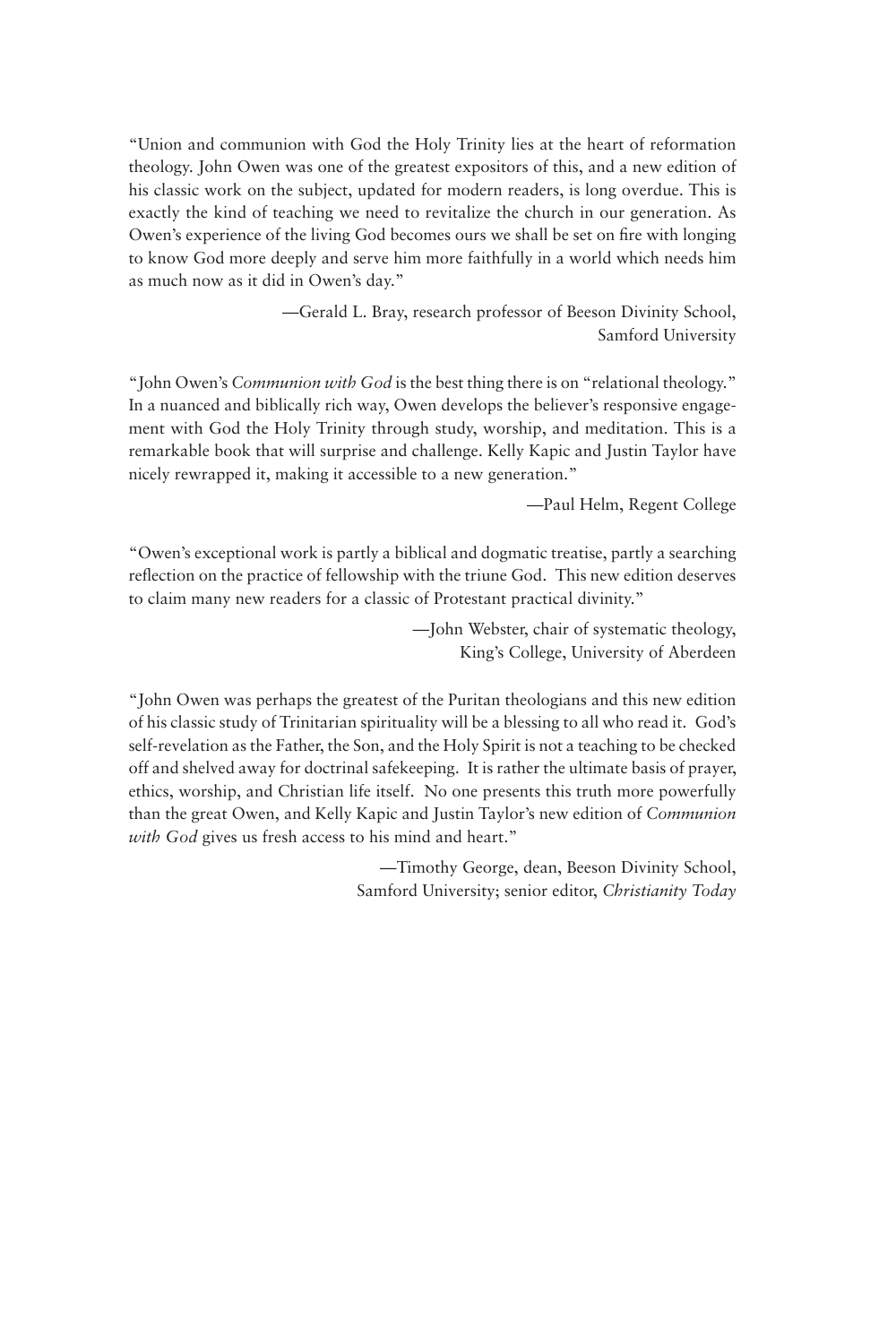"Union and communion with God the Holy Trinity lies at the heart of reformation theology. John Owen was one of the greatest expositors of this, and a new edition of his classic work on the subject, updated for modern readers, is long overdue. This is exactly the kind of teaching we need to revitalize the church in our generation. As Owen's experience of the living God becomes ours we shall be set on fire with longing to know God more deeply and serve him more faithfully in a world which needs him as much now as it did in Owen's day."

—Gerald L. Bray, research professor of Beeson Divinity School, Samford University

"John Owen's *Communion with God* is the best thing there is on "relational theology." In a nuanced and biblically rich way, Owen develops the believer's responsive engagement with God the Holy Trinity through study, worship, and meditation. This is a remarkable book that will surprise and challenge. Kelly Kapic and Justin Taylor have nicely rewrapped it, making it accessible to a new generation."

—Paul Helm, Regent College

"Owen's exceptional work is partly a biblical and dogmatic treatise, partly a searching reflection on the practice of fellowship with the triune God. This new edition deserves to claim many new readers for a classic of Protestant practical divinity."

—John Webster, chair of systematic theology, King's College, University of Aberdeen

"John Owen was perhaps the greatest of the Puritan theologians and this new edition of his classic study of Trinitarian spirituality will be a blessing to all who read it. God's self-revelation as the Father, the Son, and the Holy Spirit is not a teaching to be checked off and shelved away for doctrinal safekeeping. It is rather the ultimate basis of prayer, ethics, worship, and Christian life itself. No one presents this truth more powerfully than the great Owen, and Kelly Kapic and Justin Taylor's new edition of *Communion with God* gives us fresh access to his mind and heart."

—Timothy George, dean, Beeson Divinity School, Samford University; senior editor, *Christianity Today*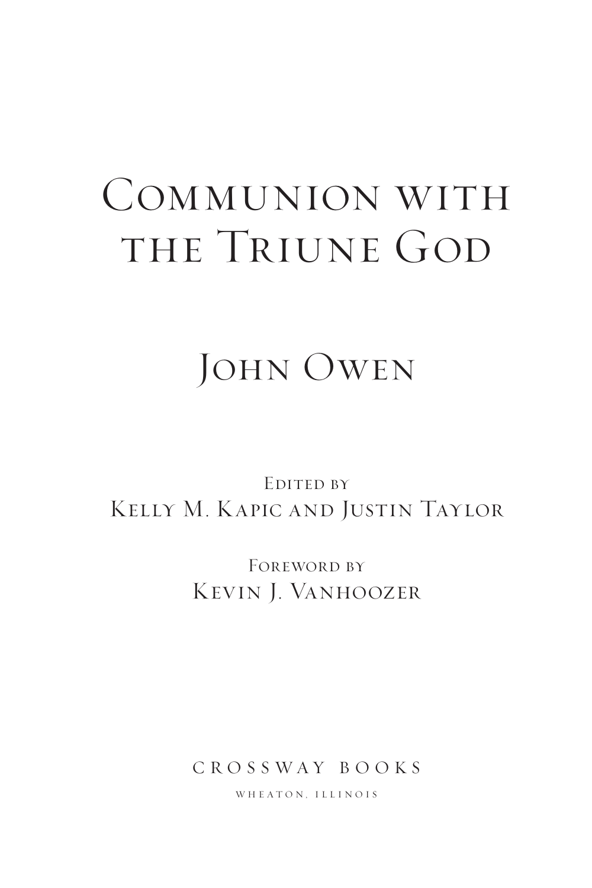# Communion with the Triune God

## John Owen

Edited by

Kelly M. Kapic and Justin Taylor

Foreword by

Kevin J. Vanhoozer

CROSSWAY BOOKS

WHEATON, ILLINOIS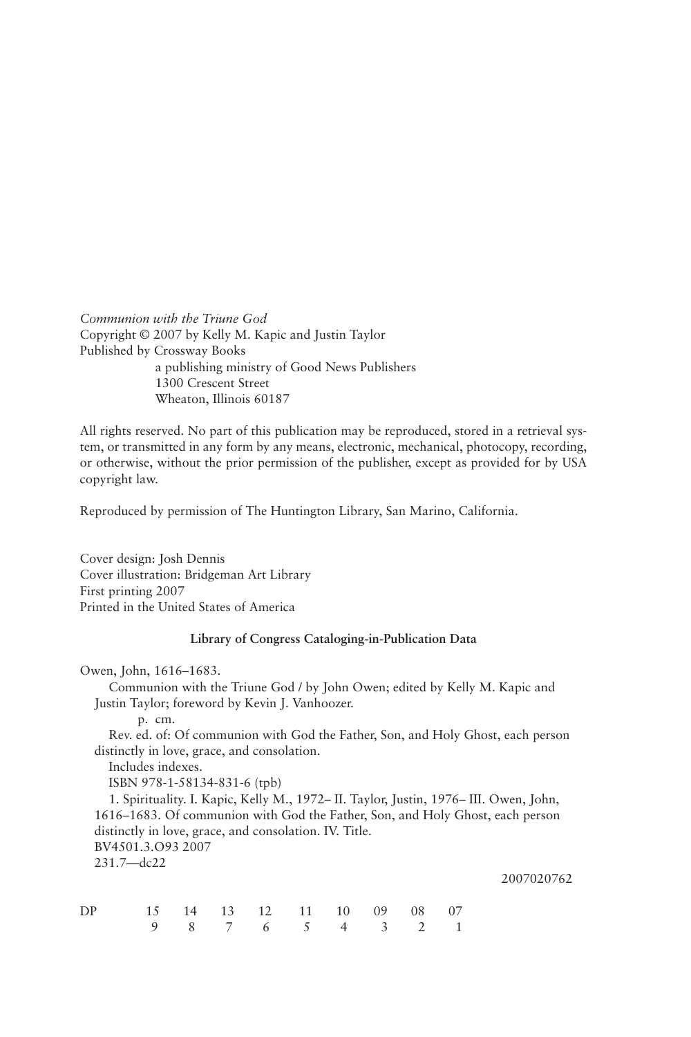*Communion with the Triune God*

Copyright © 2007 by Kelly M. Kapic and Justin Taylor

Published by Crossway Books

a publishing ministry of Good News Publishers
1300 Crescent Street
Wheaton, Illinois 60187

All rights reserved. No part of this publication may be reproduced, stored in a retrieval system, or transmitted in any form by any means, electronic, mechanical, photocopy, recording, or otherwise, without the prior permission of the publisher, except as provided for by USA copyright law.

Reproduced by permission of The Huntington Library, San Marino, California.

Cover design: Josh Dennis
Cover illustration: Bridgeman Art Library
First printing 2007
Printed in the United States of America

**Library of Congress Cataloging-in-Publication Data**

Owen, John, 1616–1683.
Communion with the Triune God / by John Owen; edited by Kelly M. Kapic and Justin Taylor; foreword by Kevin J. Vanhoozer.
p. cm.
Rev. ed. of: Of communion with God the Father, Son, and Holy Ghost, each person distinctly in love, grace, and consolation.
Includes indexes.
ISBN 978-1-58134-831-6 (tpb)
1. Spirituality. I. Kapic, Kelly M., 1972– II. Taylor, Justin, 1976– III. Owen, John, 1616–1683. Of communion with God the Father, Son, and Holy Ghost, each person distinctly in love, grace, and consolation. IV. Title.
BV4501.3.O93 2007
231.7—dc22

2007020762

DP 15 14 13 12 11 10 09 08 07
9 8 7 6 5 4 3 2 1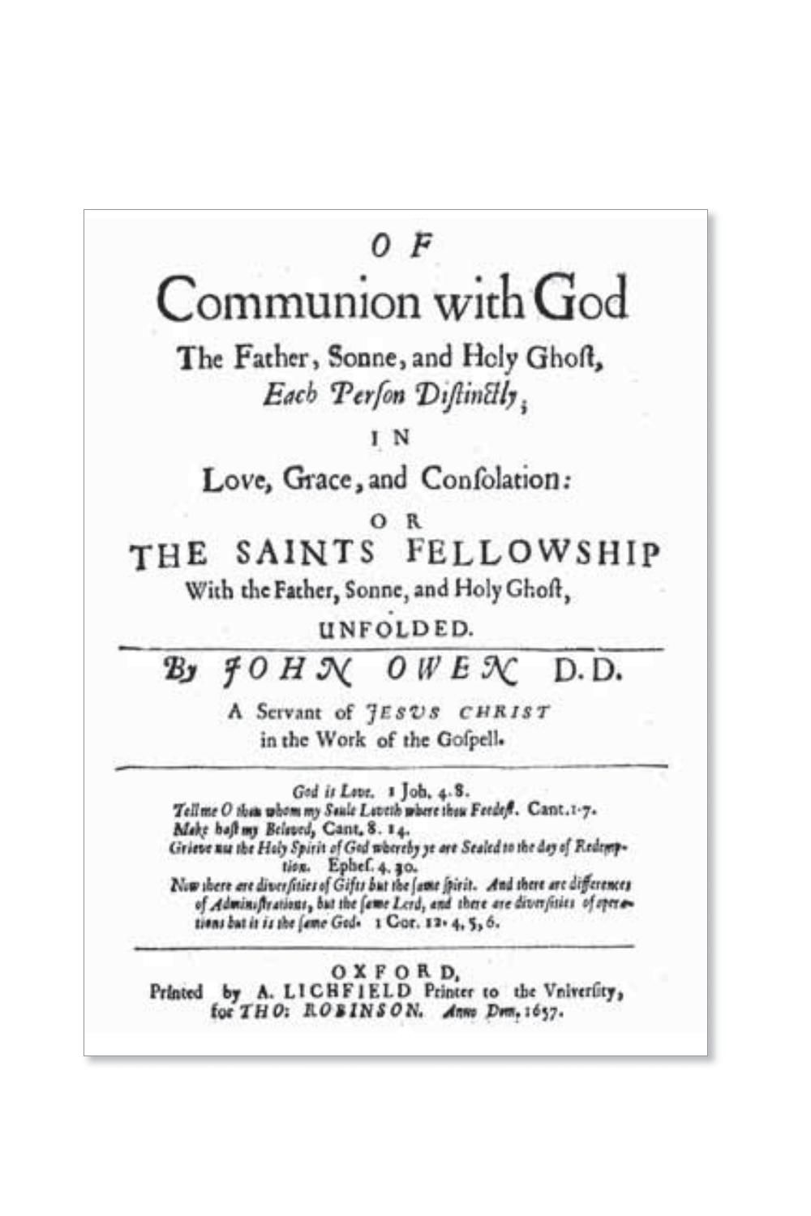# OF

# Communion with God

## The Father, Sonne, and Holy Ghost,

*Each Person Distinctly;*

IN

## Love, Grace, and Consolation:

OR

## THE SAINTS FELLOWSHIP

With the Father, Sonne, and Holy Ghost,

UNFOLDED.

---

**By *JOHN OWEN* D.D.**

A Servant of *JESUS CHRIST* in the Work of the Gospell.

---

*God is Love.* 1 Joh. 4. 8.

*Tell me O thou whom my Soule Loveth where thou Feedest.* Cant. 1. 7.

*Make hast my Beloved,* Cant. 8. 14.

*Grieve not the Holy Spirit of God whereby ye are Sealed to the day of Redemption.* Ephes. 4. 30.

*Now there are diversities of Gifts but the same spirit. And there are differences of Administrations, but the same Lord, and there are diversities of operations but it is the same God.* 1 Cor. 12. 4, 5, 6.

---

OXFORD,

Printed by A. LICHFIELD Printer to the University, for *THO: ROBINSON.* *Anno Dom,* 1657.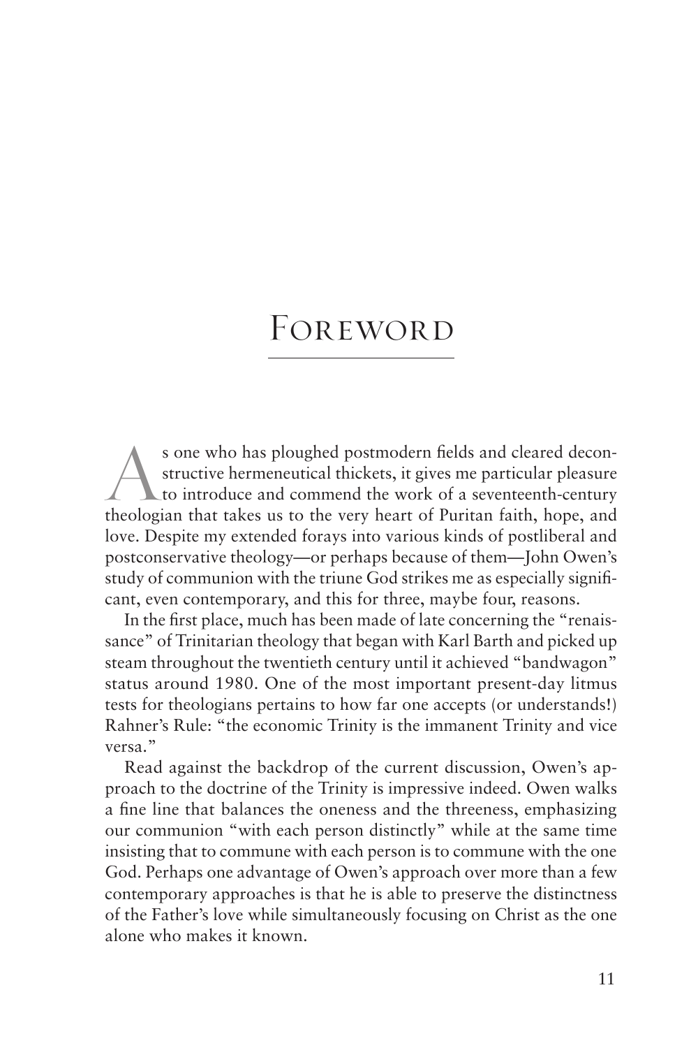# Foreword

As one who has ploughed postmodern fields and cleared deconstructive hermeneutical thickets, it gives me particular pleasure to introduce and commend the work of a seventeenth-century theologian that takes us to the very heart of Puritan faith, hope, and love. Despite my extended forays into various kinds of postliberal and postconservative theology—or perhaps because of them—John Owen's study of communion with the triune God strikes me as especially significant, even contemporary, and this for three, maybe four, reasons.

In the first place, much has been made of late concerning the "renaissance" of Trinitarian theology that began with Karl Barth and picked up steam throughout the twentieth century until it achieved "bandwagon" status around 1980. One of the most important present-day litmus tests for theologians pertains to how far one accepts (or understands!) Rahner's Rule: "the economic Trinity is the immanent Trinity and vice versa."

Read against the backdrop of the current discussion, Owen's approach to the doctrine of the Trinity is impressive indeed. Owen walks a fine line that balances the oneness and the threeness, emphasizing our communion "with each person distinctly" while at the same time insisting that to commune with each person is to commune with the one God. Perhaps one advantage of Owen's approach over more than a few contemporary approaches is that he is able to preserve the distinctness of the Father's love while simultaneously focusing on Christ as the one alone who makes it known.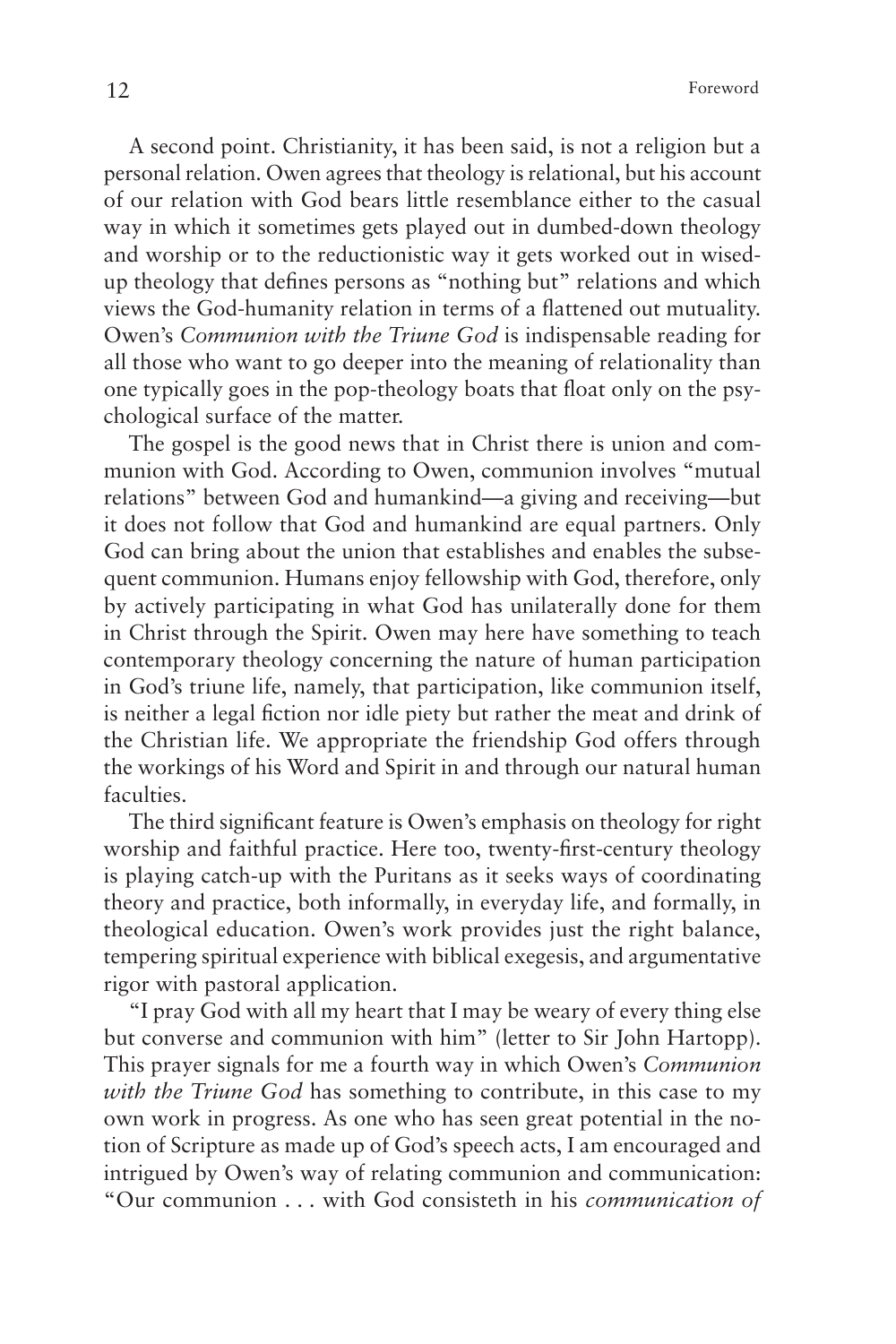A second point. Christianity, it has been said, is not a religion but a personal relation. Owen agrees that theology is relational, but his account of our relation with God bears little resemblance either to the casual way in which it sometimes gets played out in dumbed-down theology and worship or to the reductionistic way it gets worked out in wised-up theology that defines persons as "nothing but" relations and which views the God-humanity relation in terms of a flattened out mutuality. Owen's *Communion with the Triune God* is indispensable reading for all those who want to go deeper into the meaning of relationality than one typically goes in the pop-theology boats that float only on the psychological surface of the matter.

The gospel is the good news that in Christ there is union and communion with God. According to Owen, communion involves "mutual relations" between God and humankind—a giving and receiving—but it does not follow that God and humankind are equal partners. Only God can bring about the union that establishes and enables the subsequent communion. Humans enjoy fellowship with God, therefore, only by actively participating in what God has unilaterally done for them in Christ through the Spirit. Owen may here have something to teach contemporary theology concerning the nature of human participation in God's triune life, namely, that participation, like communion itself, is neither a legal fiction nor idle piety but rather the meat and drink of the Christian life. We appropriate the friendship God offers through the workings of his Word and Spirit in and through our natural human faculties.

The third significant feature is Owen's emphasis on theology for right worship and faithful practice. Here too, twenty-first-century theology is playing catch-up with the Puritans as it seeks ways of coordinating theory and practice, both informally, in everyday life, and formally, in theological education. Owen's work provides just the right balance, tempering spiritual experience with biblical exegesis, and argumentative rigor with pastoral application.

"I pray God with all my heart that I may be weary of every thing else but converse and communion with him" (letter to Sir John Hartopp). This prayer signals for me a fourth way in which Owen's *Communion with the Triune God* has something to contribute, in this case to my own work in progress. As one who has seen great potential in the notion of Scripture as made up of God's speech acts, I am encouraged and intrigued by Owen's way of relating communion and communication: "Our communion . . . with God consisteth in his *communication of*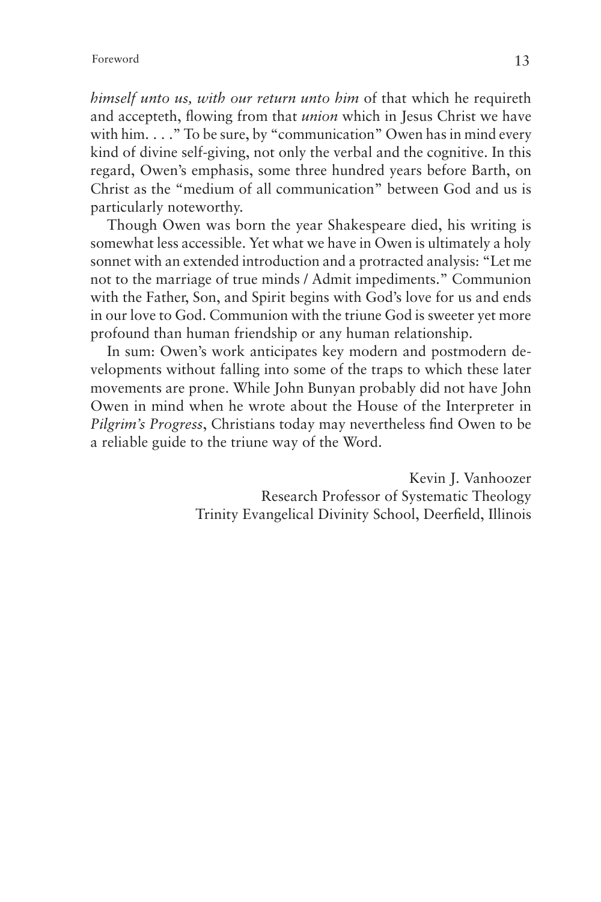*himself unto us, with our return unto him* of that which he requireth and accepteth, flowing from that *union* which in Jesus Christ we have with him. . . ." To be sure, by "communication" Owen has in mind every kind of divine self-giving, not only the verbal and the cognitive. In this regard, Owen's emphasis, some three hundred years before Barth, on Christ as the "medium of all communication" between God and us is particularly noteworthy.

Though Owen was born the year Shakespeare died, his writing is somewhat less accessible. Yet what we have in Owen is ultimately a holy sonnet with an extended introduction and a protracted analysis: "Let me not to the marriage of true minds / Admit impediments." Communion with the Father, Son, and Spirit begins with God's love for us and ends in our love to God. Communion with the triune God is sweeter yet more profound than human friendship or any human relationship.

In sum: Owen's work anticipates key modern and postmodern developments without falling into some of the traps to which these later movements are prone. While John Bunyan probably did not have John Owen in mind when he wrote about the House of the Interpreter in *Pilgrim's Progress*, Christians today may nevertheless find Owen to be a reliable guide to the triune way of the Word.

Kevin J. Vanhoozer
Research Professor of Systematic Theology
Trinity Evangelical Divinity School, Deerfield, Illinois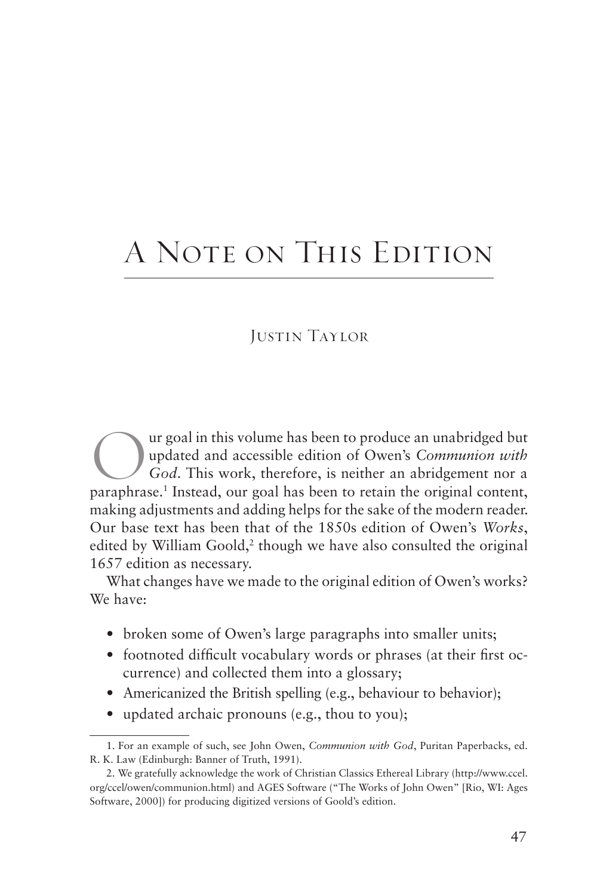# A Note on This Edition

Justin Taylor

Our goal in this volume has been to produce an unabridged but updated and accessible edition of Owen's *Communion with God*. This work, therefore, is neither an abridgement nor a paraphrase.[1] Instead, our goal has been to retain the original content, making adjustments and adding helps for the sake of the modern reader. Our base text has been that of the 1850s edition of Owen's *Works*, edited by William Goold,[2] though we have also consulted the original 1657 edition as necessary.

What changes have we made to the original edition of Owen's works? We have:

- broken some of Owen's large paragraphs into smaller units;
- footnoted difficult vocabulary words or phrases (at their first occurrence) and collected them into a glossary;
- Americanized the British spelling (e.g., behaviour to behavior);
- updated archaic pronouns (e.g., thou to you);

---

1. For an example of such, see John Owen, *Communion with God*, Puritan Paperbacks, ed. R. K. Law (Edinburgh: Banner of Truth, 1991).

2. We gratefully acknowledge the work of Christian Classics Ethereal Library (http://www.ccel.org/ccel/owen/communion.html) and AGES Software ("The Works of John Owen" [Rio, WI: Ages Software, 2000]) for producing digitized versions of Goold's edition.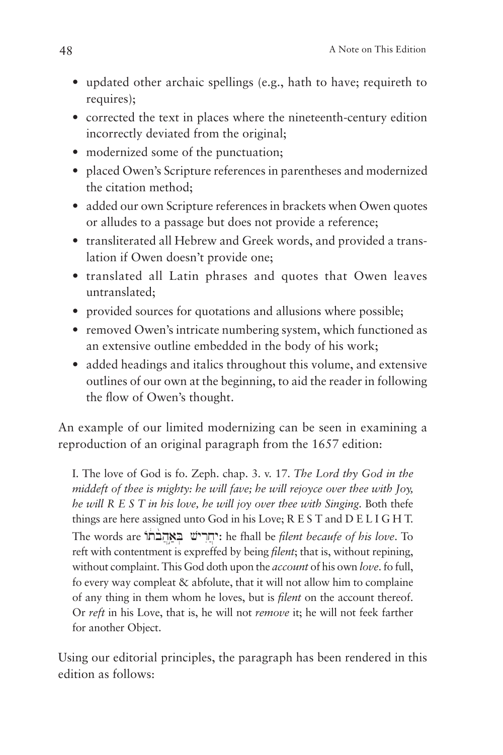- updated other archaic spellings (e.g., hath to have; requireth to requires);
- corrected the text in places where the nineteenth-century edition incorrectly deviated from the original;
- modernized some of the punctuation;
- placed Owen's Scripture references in parentheses and modernized the citation method;
- added our own Scripture references in brackets when Owen quotes or alludes to a passage but does not provide a reference;
- transliterated all Hebrew and Greek words, and provided a translation if Owen doesn't provide one;
- translated all Latin phrases and quotes that Owen leaves untranslated;
- provided sources for quotations and allusions where possible;
- removed Owen's intricate numbering system, which functioned as an extensive outline embedded in the body of his work;
- added headings and italics throughout this volume, and extensive outlines of our own at the beginning, to aid the reader in following the flow of Owen's thought.

An example of our limited modernizing can be seen in examining a reproduction of an original paragraph from the 1657 edition:

> I. The love of God is ſo. Zeph. chap. 3. v. 17. *The Lord thy God in the middeſt of thee is mighty: he will ſave; he will rejoyce over thee with Joy, he will R E S T in his love, he will joy over thee with Singing.* Both theſe things are here assigned unto God in his Love; R E S T and D E L I G H T. The words are יַחֲרִישׁ בְּאַהֲבָתוֹ: he ſhall be *ſilent becauſe of his love*. To reſt with contentment is expreſſed by being *ſilent*; that is, without repining, without complaint. This God doth upon the *account* of his own *love*. ſo full, ſo every way compleat & abſolute, that it will not allow him to complaine of any thing in them whom he loves, but is *ſilent* on the account thereof. Or *reſt* in his Love, that is, he will not *remove* it; he will not ſeek farther for another Object.

Using our editorial principles, the paragraph has been rendered in this edition as follows: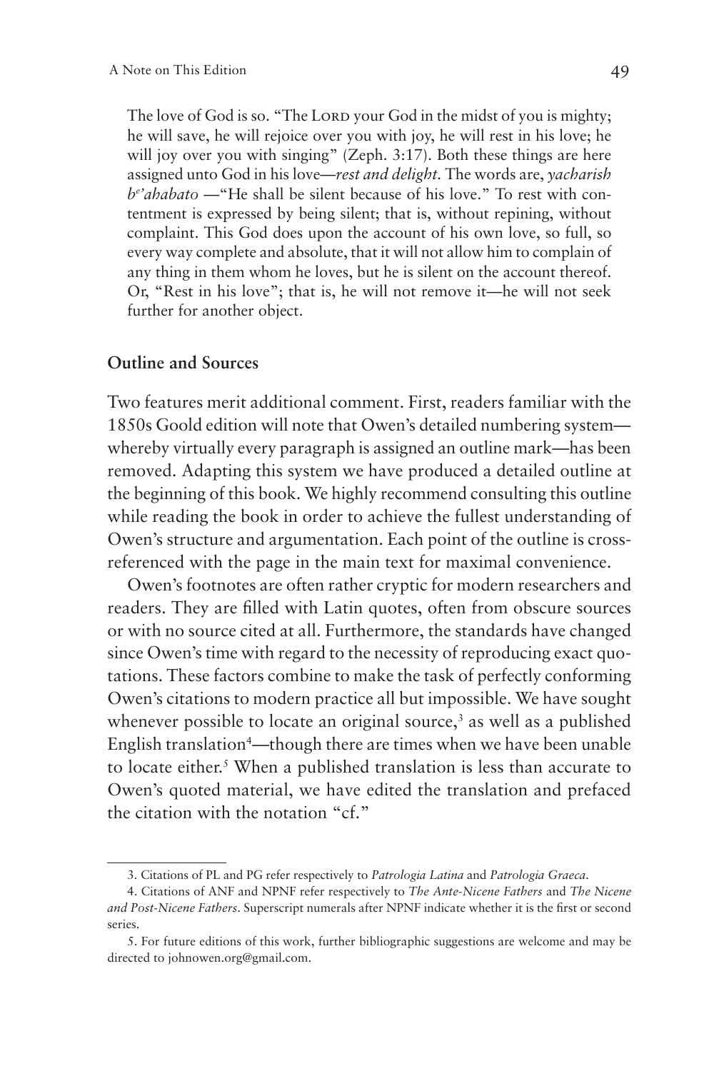The love of God is so. "The Lord your God in the midst of you is mighty; he will save, he will rejoice over you with joy, he will rest in his love; he will joy over you with singing" (Zeph. 3:17). Both these things are here assigned unto God in his love—*rest and delight.* The words are, *yacharish b^e'ahabato* —"He shall be silent because of his love." To rest with contentment is expressed by being silent; that is, without repining, without complaint. This God does upon the account of his own love, so full, so every way complete and absolute, that it will not allow him to complain of any thing in them whom he loves, but he is silent on the account thereof. Or, "Rest in his love"; that is, he will not remove it—he will not seek further for another object.

**Outline and Sources**

Two features merit additional comment. First, readers familiar with the 1850s Goold edition will note that Owen's detailed numbering system—whereby virtually every paragraph is assigned an outline mark—has been removed. Adapting this system we have produced a detailed outline at the beginning of this book. We highly recommend consulting this outline while reading the book in order to achieve the fullest understanding of Owen's structure and argumentation. Each point of the outline is cross-referenced with the page in the main text for maximal convenience.

Owen's footnotes are often rather cryptic for modern researchers and readers. They are filled with Latin quotes, often from obscure sources or with no source cited at all. Furthermore, the standards have changed since Owen's time with regard to the necessity of reproducing exact quotations. These factors combine to make the task of perfectly conforming Owen's citations to modern practice all but impossible. We have sought whenever possible to locate an original source,[3] as well as a published English translation[4]—though there are times when we have been unable to locate either.[5] When a published translation is less than accurate to Owen's quoted material, we have edited the translation and prefaced the citation with the notation "cf."

3. Citations of PL and PG refer respectively to *Patrologia Latina* and *Patrologia Graeca*.

4. Citations of ANF and NPNF refer respectively to *The Ante-Nicene Fathers* and *The Nicene and Post-Nicene Fathers*. Superscript numerals after NPNF indicate whether it is the first or second series.

5. For future editions of this work, further bibliographic suggestions are welcome and may be directed to johnowen.org@gmail.com.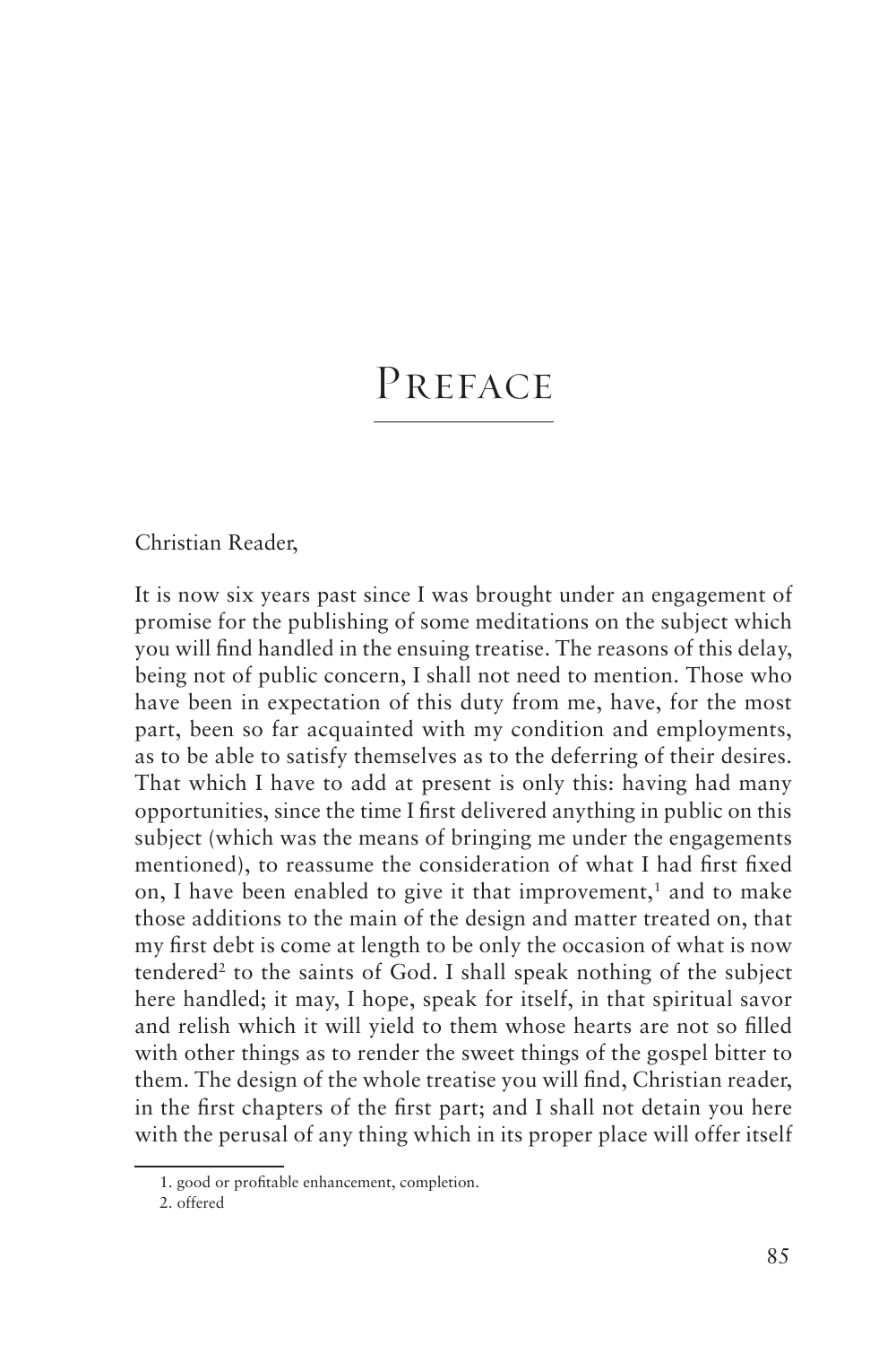# Preface

Christian Reader,

It is now six years past since I was brought under an engagement of promise for the publishing of some meditations on the subject which you will find handled in the ensuing treatise. The reasons of this delay, being not of public concern, I shall not need to mention. Those who have been in expectation of this duty from me, have, for the most part, been so far acquainted with my condition and employments, as to be able to satisfy themselves as to the deferring of their desires. That which I have to add at present is only this: having had many opportunities, since the time I first delivered anything in public on this subject (which was the means of bringing me under the engagements mentioned), to reassume the consideration of what I had first fixed on, I have been enabled to give it that improvement,[1] and to make those additions to the main of the design and matter treated on, that my first debt is come at length to be only the occasion of what is now tendered[2] to the saints of God. I shall speak nothing of the subject here handled; it may, I hope, speak for itself, in that spiritual savor and relish which it will yield to them whose hearts are not so filled with other things as to render the sweet things of the gospel bitter to them. The design of the whole treatise you will find, Christian reader, in the first chapters of the first part; and I shall not detain you here with the perusal of any thing which in its proper place will offer itself

---

1. good or profitable enhancement, completion.
2. offered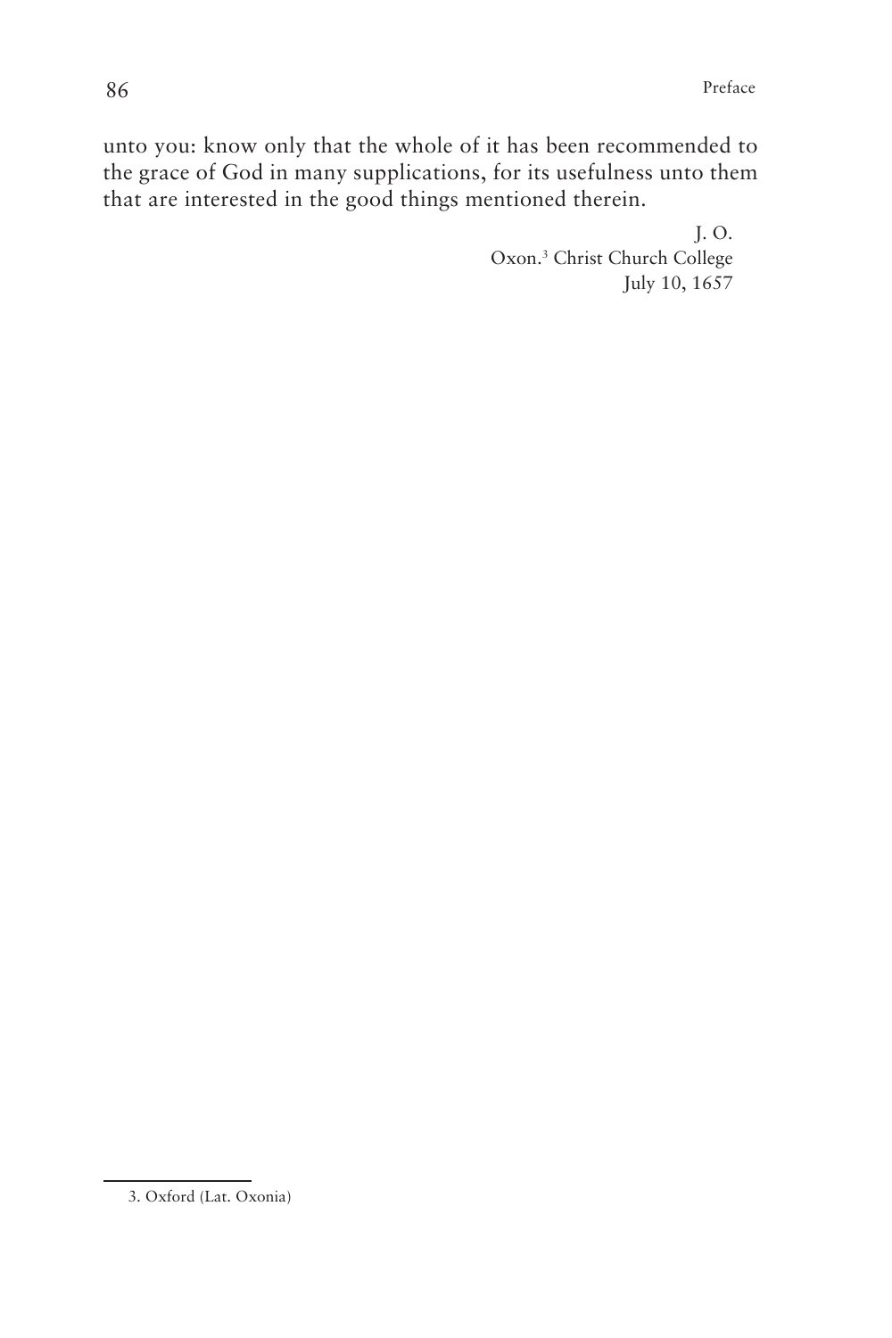unto you: know only that the whole of it has been recommended to the grace of God in many supplications, for its usefulness unto them that are interested in the good things mentioned therein.

J. O.
Oxon.[3] Christ Church College
July 10, 1657

---

3. Oxford (Lat. Oxonia)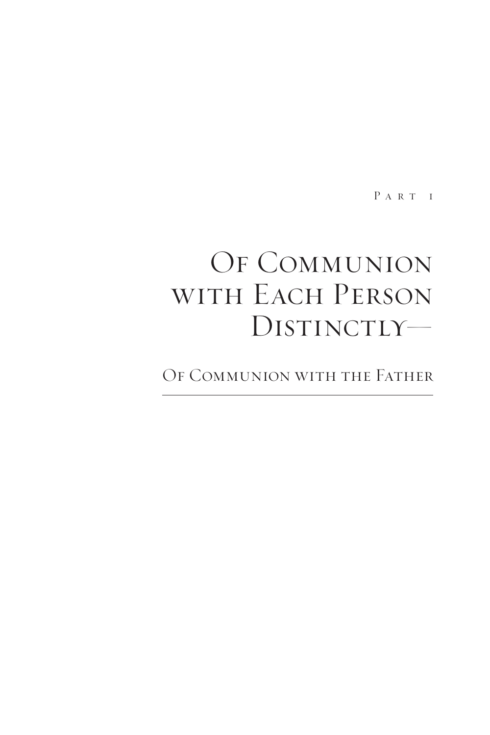Part 1

# Of Communion with Each Person Distinctly—

## Of Communion with the Father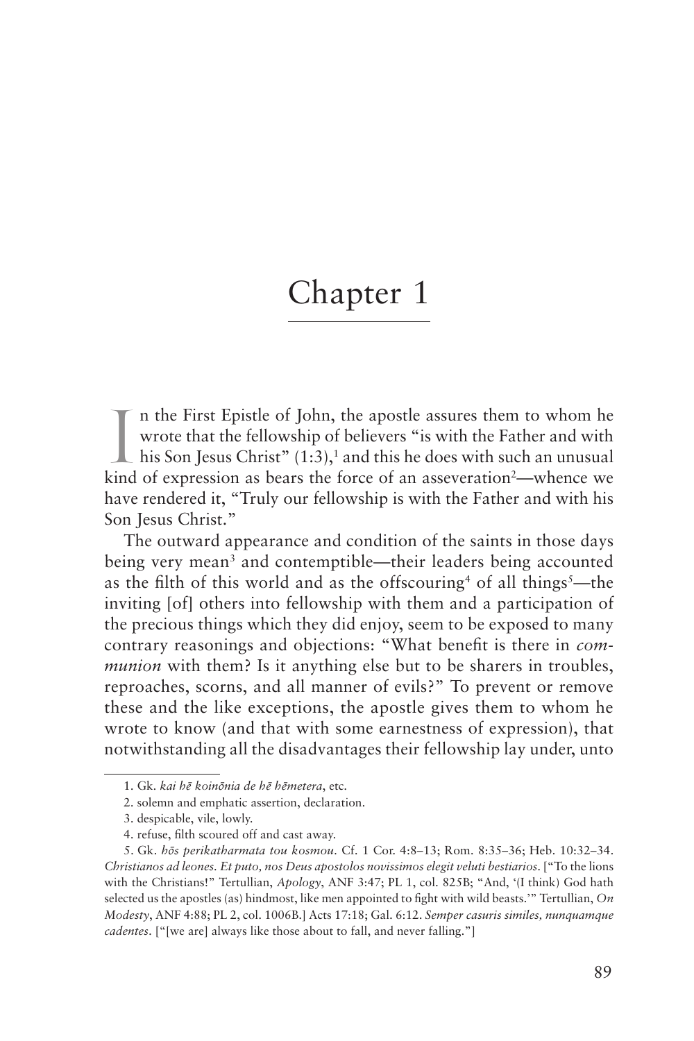# Chapter 1

In the First Epistle of John, the apostle assures them to whom he wrote that the fellowship of believers "is with the Father and with his Son Jesus Christ" (1:3),[1] and this he does with such an unusual kind of expression as bears the force of an asseveration[2]—whence we have rendered it, "Truly our fellowship is with the Father and with his Son Jesus Christ."

The outward appearance and condition of the saints in those days being very mean[3] and contemptible—their leaders being accounted as the filth of this world and as the offscouring[4] of all things[5]—the inviting [of] others into fellowship with them and a participation of the precious things which they did enjoy, seem to be exposed to many contrary reasonings and objections: "What benefit is there in *communion* with them? Is it anything else but to be sharers in troubles, reproaches, scorns, and all manner of evils?" To prevent or remove these and the like exceptions, the apostle gives them to whom he wrote to know (and that with some earnestness of expression), that notwithstanding all the disadvantages their fellowship lay under, unto

---

1. Gk. *kai hē koinōnia de hē hēmetera*, etc.

2. solemn and emphatic assertion, declaration.

3. despicable, vile, lowly.

4. refuse, filth scoured off and cast away.

5. Gk. *hōs perikatharmata tou kosmou*. Cf. 1 Cor. 4:8–13; Rom. 8:35–36; Heb. 10:32–34. *Christianos ad leones. Et puto, nos Deus apostolos novissimos elegit veluti bestiarios*. ["To the lions with the Christians!" Tertullian, *Apology*, ANF 3:47; PL 1, col. 825B; "And, '(I think) God hath selected us the apostles (as) hindmost, like men appointed to fight with wild beasts.'" Tertullian, *On Modesty*, ANF 4:88; PL 2, col. 1006B.] Acts 17:18; Gal. 6:12. *Semper casuris similes, nunquamque cadentes*. ["[we are] always like those about to fall, and never falling."]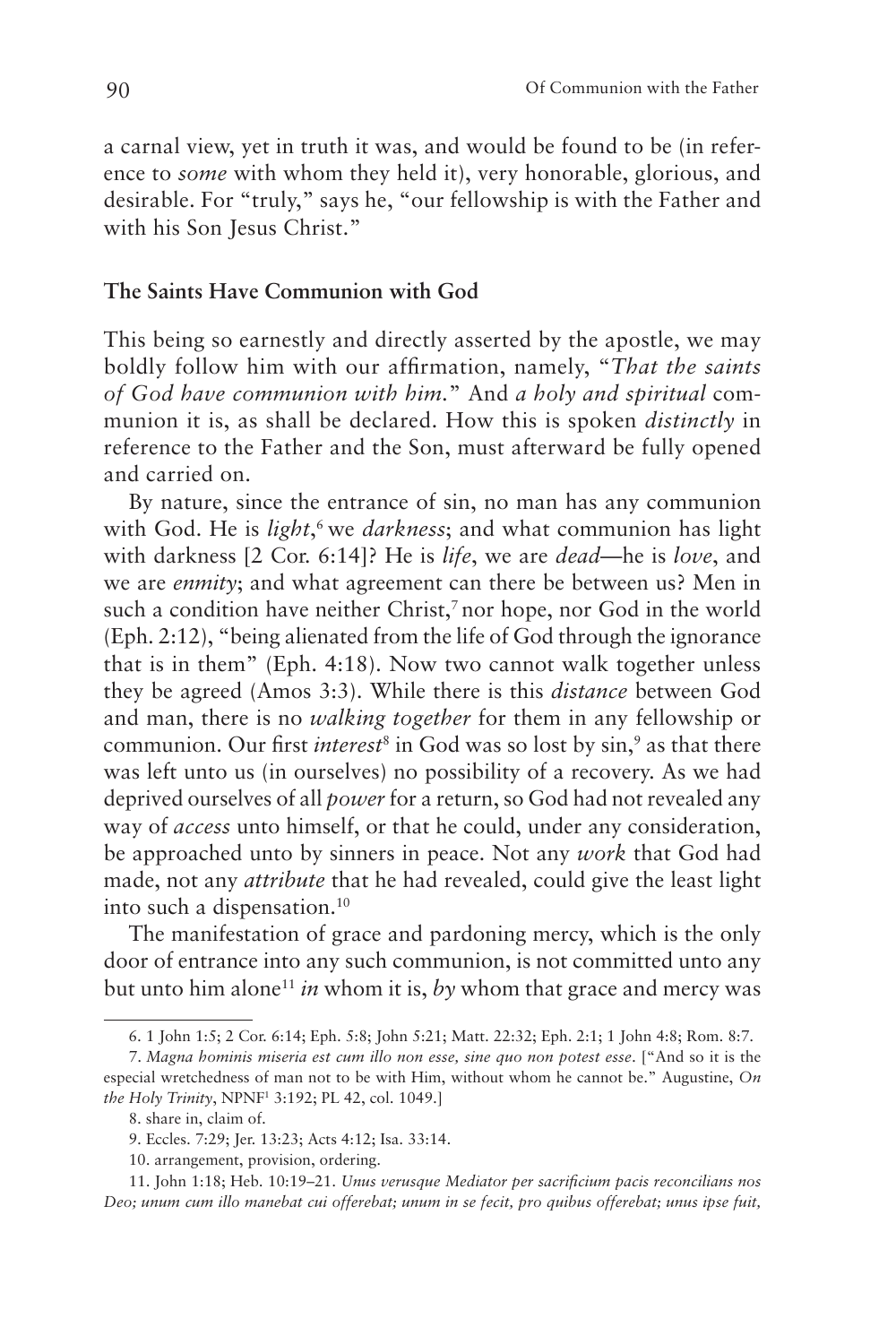a carnal view, yet in truth it was, and would be found to be (in reference to *some* with whom they held it), very honorable, glorious, and desirable. For "truly," says he, "our fellowship is with the Father and with his Son Jesus Christ."

## The Saints Have Communion with God

This being so earnestly and directly asserted by the apostle, we may boldly follow him with our affirmation, namely, "*That the saints of God have communion with him.*" And *a holy and spiritual* communion it is, as shall be declared. How this is spoken *distinctly* in reference to the Father and the Son, must afterward be fully opened and carried on.

By nature, since the entrance of sin, no man has any communion with God. He is *light*,[6] we *darkness*; and what communion has light with darkness [2 Cor. 6:14]? He is *life*, we are *dead*—he is *love*, and we are *enmity*; and what agreement can there be between us? Men in such a condition have neither Christ,[7] nor hope, nor God in the world (Eph. 2:12), "being alienated from the life of God through the ignorance that is in them" (Eph. 4:18). Now two cannot walk together unless they be agreed (Amos 3:3). While there is this *distance* between God and man, there is no *walking together* for them in any fellowship or communion. Our first *interest*[8] in God was so lost by sin,[9] as that there was left unto us (in ourselves) no possibility of a recovery. As we had deprived ourselves of all *power* for a return, so God had not revealed any way of *access* unto himself, or that he could, under any consideration, be approached unto by sinners in peace. Not any *work* that God had made, not any *attribute* that he had revealed, could give the least light into such a dispensation.[10]

The manifestation of grace and pardoning mercy, which is the only door of entrance into any such communion, is not committed unto any but unto him alone[11] *in* whom it is, *by* whom that grace and mercy was

---

6. 1 John 1:5; 2 Cor. 6:14; Eph. 5:8; John 5:21; Matt. 22:32; Eph. 2:1; 1 John 4:8; Rom. 8:7.

7. *Magna hominis miseria est cum illo non esse, sine quo non potest esse.* ["And so it is the especial wretchedness of man not to be with Him, without whom he cannot be." Augustine, *On the Holy Trinity*, NPNF[1] 3:192; PL 42, col. 1049.]

8. share in, claim of.

9. Eccles. 7:29; Jer. 13:23; Acts 4:12; Isa. 33:14.

10. arrangement, provision, ordering.

11. John 1:18; Heb. 10:19–21. *Unus verusque Mediator per sacrificium pacis reconcilians nos Deo; unum cum illo manebat cui offerebat; unum in se fecit, pro quibus offerebat; unus ipse fuit,*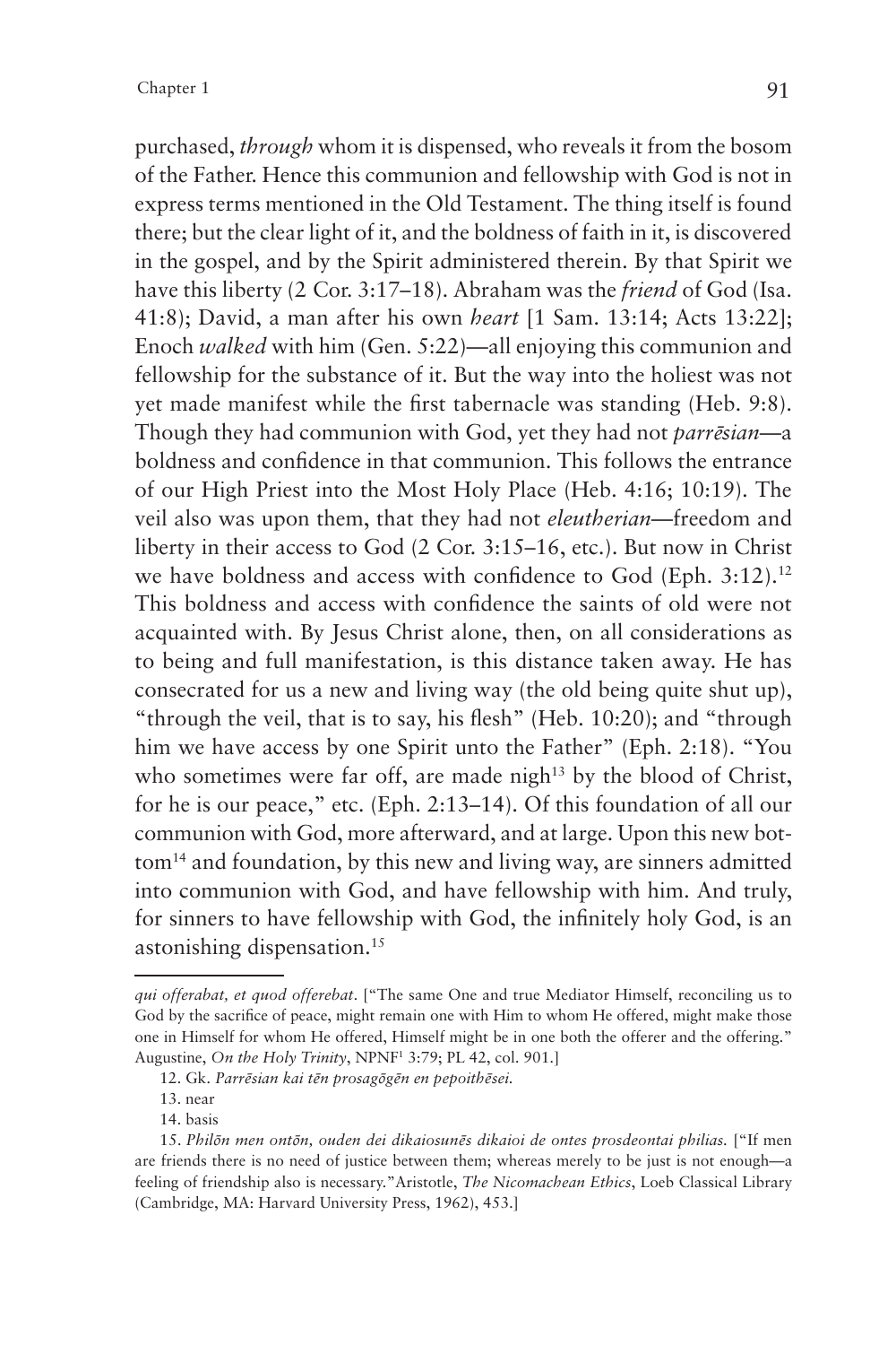purchased, *through* whom it is dispensed, who reveals it from the bosom of the Father. Hence this communion and fellowship with God is not in express terms mentioned in the Old Testament. The thing itself is found there; but the clear light of it, and the boldness of faith in it, is discovered in the gospel, and by the Spirit administered therein. By that Spirit we have this liberty (2 Cor. 3:17–18). Abraham was the *friend* of God (Isa. 41:8); David, a man after his own *heart* [1 Sam. 13:14; Acts 13:22]; Enoch *walked* with him (Gen. 5:22)—all enjoying this communion and fellowship for the substance of it. But the way into the holiest was not yet made manifest while the first tabernacle was standing (Heb. 9:8). Though they had communion with God, yet they had not *parrēsian*—a boldness and confidence in that communion. This follows the entrance of our High Priest into the Most Holy Place (Heb. 4:16; 10:19). The veil also was upon them, that they had not *eleutherian*—freedom and liberty in their access to God (2 Cor. 3:15–16, etc.). But now in Christ we have boldness and access with confidence to God (Eph. 3:12).[12] This boldness and access with confidence the saints of old were not acquainted with. By Jesus Christ alone, then, on all considerations as to being and full manifestation, is this distance taken away. He has consecrated for us a new and living way (the old being quite shut up), "through the veil, that is to say, his flesh" (Heb. 10:20); and "through him we have access by one Spirit unto the Father" (Eph. 2:18). "You who sometimes were far off, are made nigh[13] by the blood of Christ, for he is our peace," etc. (Eph. 2:13–14). Of this foundation of all our communion with God, more afterward, and at large. Upon this new bottom[14] and foundation, by this new and living way, are sinners admitted into communion with God, and have fellowship with him. And truly, for sinners to have fellowship with God, the infinitely holy God, is an astonishing dispensation.[15]

---

*qui offerabat, et quod offerebat*. ["The same One and true Mediator Himself, reconciling us to God by the sacrifice of peace, might remain one with Him to whom He offered, might make those one in Himself for whom He offered, Himself might be in one both the offerer and the offering." Augustine, *On the Holy Trinity*, NPNF[1] 3:79; PL 42, col. 901.]

12. Gk. *Parrēsian kai tēn prosagōgēn en pepoithēsei.*

13. near

14. basis

15. *Philōn men ontōn, ouden dei dikaiosunēs dikaioi de ontes prosdeontai philias.* ["If men are friends there is no need of justice between them; whereas merely to be just is not enough—a feeling of friendship also is necessary." Aristotle, *The Nicomachean Ethics*, Loeb Classical Library (Cambridge, MA: Harvard University Press, 1962), 453.]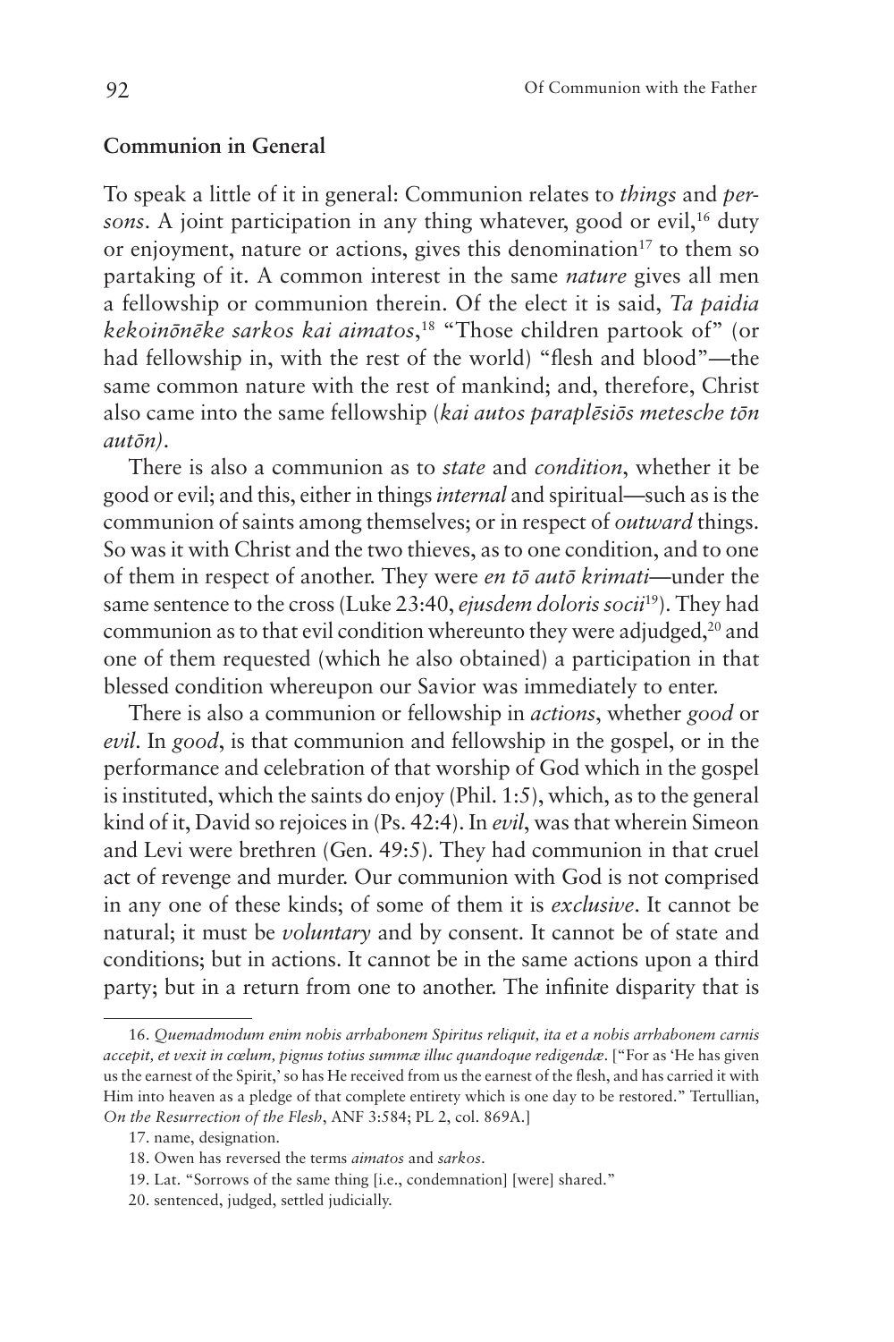**Communion in General**

To speak a little of it in general: Communion relates to *things* and *persons*. A joint participation in any thing whatever, good or evil,[16] duty or enjoyment, nature or actions, gives this denomination[17] to them so partaking of it. A common interest in the same *nature* gives all men a fellowship or communion therein. Of the elect it is said, *Ta paidia kekoinōnēke sarkos kai aimatos*,[18] "Those children partook of" (or had fellowship in, with the rest of the world) "flesh and blood"—the same common nature with the rest of mankind; and, therefore, Christ also came into the same fellowship (*kai autos paraplēsiōs metesche tōn autōn*).

There is also a communion as to *state* and *condition*, whether it be good or evil; and this, either in things *internal* and spiritual—such as is the communion of saints among themselves; or in respect of *outward* things. So was it with Christ and the two thieves, as to one condition, and to one of them in respect of another. They were *en tō autō krimati*—under the same sentence to the cross (Luke 23:40, *ejusdem doloris socii*[19]). They had communion as to that evil condition whereunto they were adjudged,[20] and one of them requested (which he also obtained) a participation in that blessed condition whereupon our Savior was immediately to enter.

There is also a communion or fellowship in *actions*, whether *good* or *evil*. In *good*, is that communion and fellowship in the gospel, or in the performance and celebration of that worship of God which in the gospel is instituted, which the saints do enjoy (Phil. 1:5), which, as to the general kind of it, David so rejoices in (Ps. 42:4). In *evil*, was that wherein Simeon and Levi were brethren (Gen. 49:5). They had communion in that cruel act of revenge and murder. Our communion with God is not comprised in any one of these kinds; of some of them it is *exclusive*. It cannot be natural; it must be *voluntary* and by consent. It cannot be of state and conditions; but in actions. It cannot be in the same actions upon a third party; but in a return from one to another. The infinite disparity that is

---

16. *Quemadmodum enim nobis arrhabonem Spiritus reliquit, ita et a nobis arrhabonem carnis accepit, et vexit in cœlum, pignus totius summæ illuc quandoque redigendæ*. ["For as 'He has given us the earnest of the Spirit,' so has He received from us the earnest of the flesh, and has carried it with Him into heaven as a pledge of that complete entirety which is one day to be restored." Tertullian, *On the Resurrection of the Flesh*, ANF 3:584; PL 2, col. 869A.]

17. name, designation.

18. Owen has reversed the terms *aimatos* and *sarkos*.

19. Lat. "Sorrows of the same thing [i.e., condemnation] [were] shared."

20. sentenced, judged, settled judicially.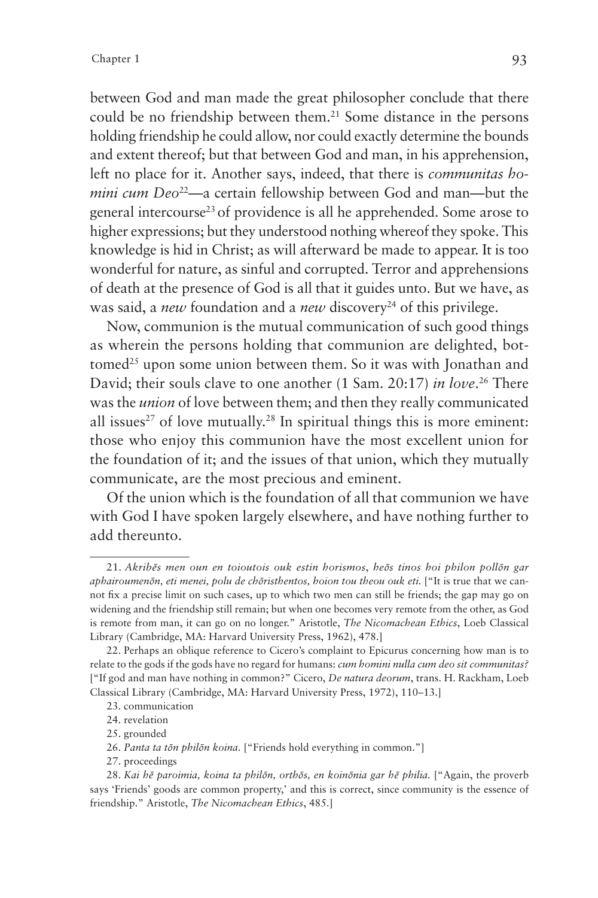between God and man made the great philosopher conclude that there could be no friendship between them.[21] Some distance in the persons holding friendship he could allow, nor could exactly determine the bounds and extent thereof; but that between God and man, in his apprehension, left no place for it. Another says, indeed, that there is *communitas homini cum Deo*[22]—a certain fellowship between God and man—but the general intercourse[23] of providence is all he apprehended. Some arose to higher expressions; but they understood nothing whereof they spoke. This knowledge is hid in Christ; as will afterward be made to appear. It is too wonderful for nature, as sinful and corrupted. Terror and apprehensions of death at the presence of God is all that it guides unto. But we have, as was said, a *new* foundation and a *new* discovery[24] of this privilege.

Now, communion is the mutual communication of such good things as wherein the persons holding that communion are delighted, bottomed[25] upon some union between them. So it was with Jonathan and David; their souls clave to one another (1 Sam. 20:17) *in love*.[26] There was the *union* of love between them; and then they really communicated all issues[27] of love mutually.[28] In spiritual things this is more eminent: those who enjoy this communion have the most excellent union for the foundation of it; and the issues of that union, which they mutually communicate, are the most precious and eminent.

Of the union which is the foundation of all that communion we have with God I have spoken largely elsewhere, and have nothing further to add thereunto.

---

21. *Akribēs men oun en toioutois ouk estin horismos, heōs tinos hoi philon pollōn gar aphairoumenōn, eti menei, polu de chōristhentos, hoion tou theou ouk eti.* ["It is true that we cannot fix a precise limit on such cases, up to which two men can still be friends; the gap may go on widening and the friendship still remain; but when one becomes very remote from the other, as God is remote from man, it can go on no longer." Aristotle, *The Nicomachean Ethics*, Loeb Classical Library (Cambridge, MA: Harvard University Press, 1962), 478.]

22. Perhaps an oblique reference to Cicero's complaint to Epicurus concerning how man is to relate to the gods if the gods have no regard for humans: *cum homini nulla cum deo sit communitas?* ["If god and man have nothing in common?" Cicero, *De natura deorum*, trans. H. Rackham, Loeb Classical Library (Cambridge, MA: Harvard University Press, 1972), 110–13.]

23. communication

24. revelation

25. grounded

26. *Panta ta tōn philōn koina.* ["Friends hold everything in common."]

27. proceedings

28. *Kai hē paroimia, koina ta philōn, orthōs, en koinōnia gar hē philia.* ["Again, the proverb says 'Friends' goods are common property,' and this is correct, since community is the essence of friendship." Aristotle, *The Nicomachean Ethics*, 485.]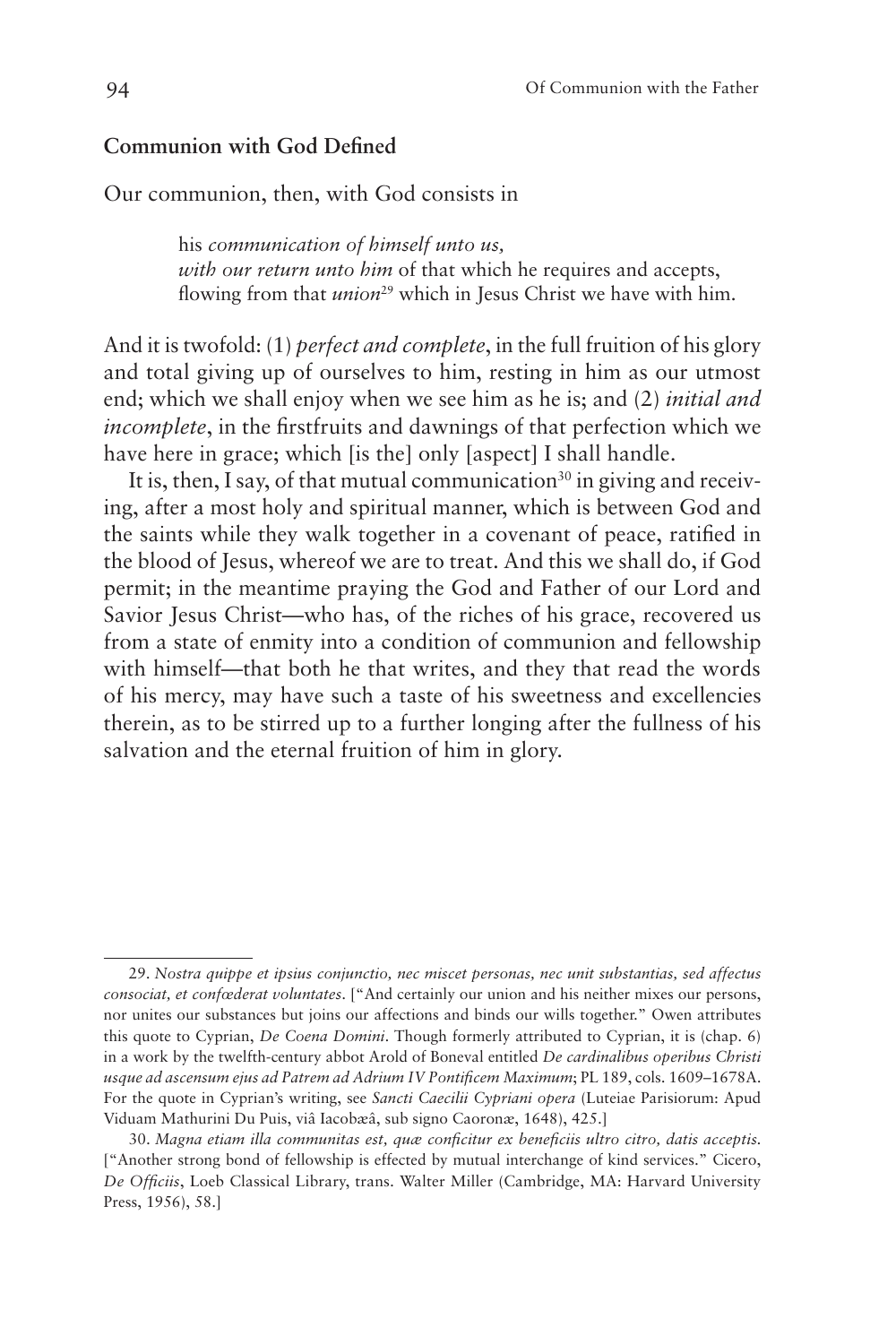### Communion with God Defined

Our communion, then, with God consists in

> his *communication of himself unto us,*
> *with our return unto him* of that which he requires and accepts,
> flowing from that *union*[29] which in Jesus Christ we have with him.

And it is twofold: (1) *perfect and complete*, in the full fruition of his glory and total giving up of ourselves to him, resting in him as our utmost end; which we shall enjoy when we see him as he is; and (2) *initial and incomplete*, in the firstfruits and dawnings of that perfection which we have here in grace; which [is the] only [aspect] I shall handle.

It is, then, I say, of that mutual communication[30] in giving and receiving, after a most holy and spiritual manner, which is between God and the saints while they walk together in a covenant of peace, ratified in the blood of Jesus, whereof we are to treat. And this we shall do, if God permit; in the meantime praying the God and Father of our Lord and Savior Jesus Christ—who has, of the riches of his grace, recovered us from a state of enmity into a condition of communion and fellowship with himself—that both he that writes, and they that read the words of his mercy, may have such a taste of his sweetness and excellencies therein, as to be stirred up to a further longing after the fullness of his salvation and the eternal fruition of him in glory.

---

29. *Nostra quippe et ipsius conjunctio, nec miscet personas, nec unit substantias, sed affectus consociat, et confœderat voluntates.* ["And certainly our union and his neither mixes our persons, nor unites our substances but joins our affections and binds our wills together." Owen attributes this quote to Cyprian, *De Coena Domini*. Though formerly attributed to Cyprian, it is (chap. 6) in a work by the twelfth-century abbot Arold of Boneval entitled *De cardinalibus operibus Christi usque ad ascensum ejus ad Patrem ad Adrium IV Pontificem Maximum*; PL 189, cols. 1609–1678A. For the quote in Cyprian's writing, see *Sancti Caecilii Cypriani opera* (Luteiae Parisiorum: Apud Viduam Mathurini Du Puis, viâ Iacobæâ, sub signo Caoronæ, 1648), 425.]

30. *Magna etiam illa communitas est, quæ conficitur ex beneficiis ultro citro, datis acceptis.* ["Another strong bond of fellowship is effected by mutual interchange of kind services." Cicero, *De Officiis*, Loeb Classical Library, trans. Walter Miller (Cambridge, MA: Harvard University Press, 1956), 58.]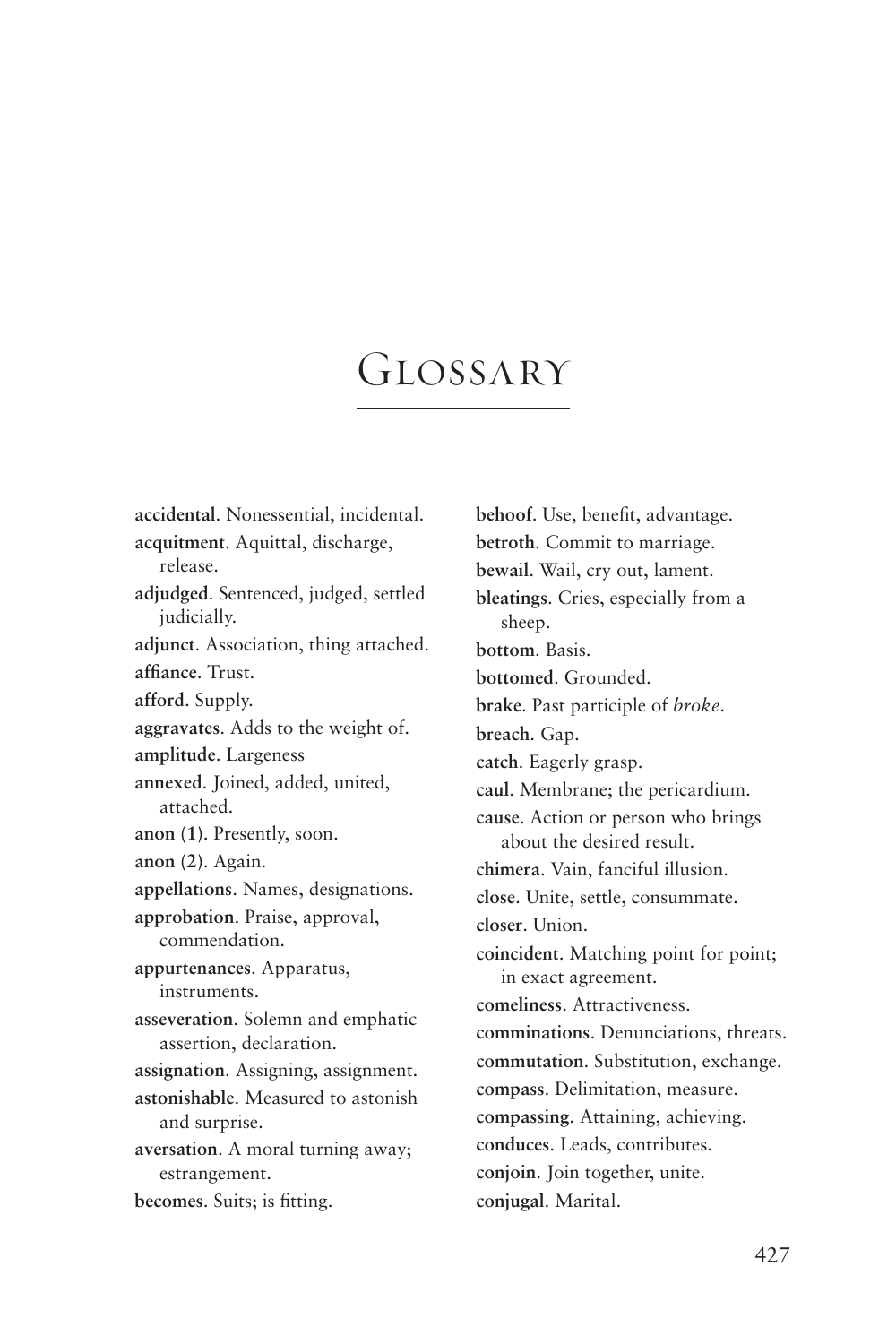# Glossary

**accidental**. Nonessential, incidental.

**acquitment**. Aquittal, discharge, release.

**adjudged**. Sentenced, judged, settled judicially.

**adjunct**. Association, thing attached.

**affiance**. Trust.

**afford**. Supply.

**aggravates**. Adds to the weight of.

**amplitude**. Largeness

**annexed**. Joined, added, united, attached.

**anon (1)**. Presently, soon.

**anon (2)**. Again.

**appellations**. Names, designations.

**approbation**. Praise, approval, commendation.

**appurtenances**. Apparatus, instruments.

**asseveration**. Solemn and emphatic assertion, declaration.

**assignation**. Assigning, assignment.

**astonishable**. Measured to astonish and surprise.

**aversation**. A moral turning away; estrangement.

**becomes**. Suits; is fitting.

**behoof**. Use, benefit, advantage.

**betroth**. Commit to marriage.

**bewail**. Wail, cry out, lament.

**bleatings**. Cries, especially from a sheep.

**bottom**. Basis.

**bottomed**. Grounded.

**brake**. Past participle of *broke*.

**breach**. Gap.

**catch**. Eagerly grasp.

**caul**. Membrane; the pericardium.

**cause**. Action or person who brings about the desired result.

**chimera**. Vain, fanciful illusion.

**close**. Unite, settle, consummate.

**closer**. Union.

**coincident**. Matching point for point; in exact agreement.

**comeliness**. Attractiveness.

**comminations**. Denunciations, threats.

**commutation**. Substitution, exchange.

**compass**. Delimitation, measure.

**compassing**. Attaining, achieving.

**conduces**. Leads, contributes.

**conjoin**. Join together, unite.

**conjugal**. Marital.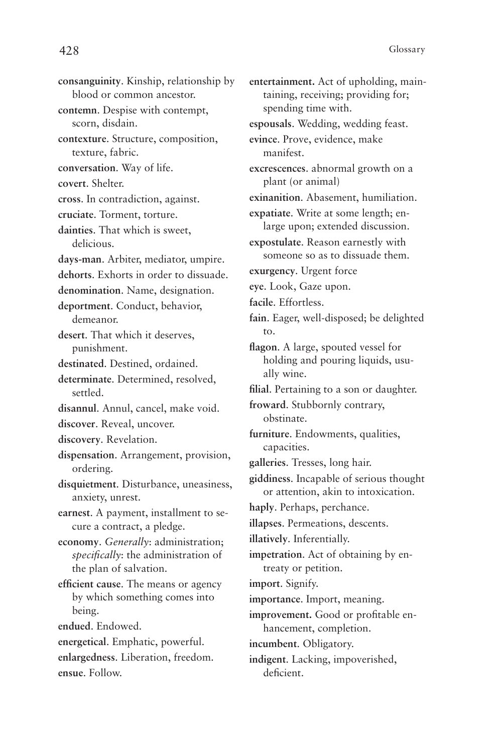**consanguinity**. Kinship, relationship by blood or common ancestor.

**contemn**. Despise with contempt, scorn, disdain.

**contexture**. Structure, composition, texture, fabric.

**conversation**. Way of life.

**covert**. Shelter.

**cross**. In contradiction, against.

**cruciate**. Torment, torture.

**dainties**. That which is sweet, delicious.

**days-man**. Arbiter, mediator, umpire.

**dehorts**. Exhorts in order to dissuade.

**denomination**. Name, designation.

**deportment**. Conduct, behavior, demeanor.

**desert**. That which it deserves, punishment.

**destinated**. Destined, ordained.

**determinate**. Determined, resolved, settled.

**disannul**. Annul, cancel, make void.

**discover**. Reveal, uncover.

**discovery**. Revelation.

**dispensation**. Arrangement, provision, ordering.

**disquietment**. Disturbance, uneasiness, anxiety, unrest.

**earnest**. A payment, installment to secure a contract, a pledge.

**economy**. *Generally*: administration; *specifically*: the administration of the plan of salvation.

**efficient cause**. The means or agency by which something comes into being.

**endued**. Endowed.

**energetical**. Emphatic, powerful.

**enlargedness**. Liberation, freedom.

**ensue**. Follow.

**entertainment.** Act of upholding, maintaining, receiving; providing for; spending time with.

**espousals**. Wedding, wedding feast.

**evince**. Prove, evidence, make manifest.

**excrescences**. abnormal growth on a plant (or animal)

**exinanition**. Abasement, humiliation.

**expatiate**. Write at some length; enlarge upon; extended discussion.

**expostulate**. Reason earnestly with someone so as to dissuade them.

**exurgency**. Urgent force

**eye**. Look, Gaze upon.

**facile**. Effortless.

**fain**. Eager, well-disposed; be delighted to.

**flagon**. A large, spouted vessel for holding and pouring liquids, usually wine.

**filial**. Pertaining to a son or daughter.

**froward**. Stubbornly contrary, obstinate.

**furniture**. Endowments, qualities, capacities.

**galleries**. Tresses, long hair.

**giddiness**. Incapable of serious thought or attention, akin to intoxication.

**haply**. Perhaps, perchance.

**illapses**. Permeations, descents.

**illatively**. Inferentially.

**impetration**. Act of obtaining by entreaty or petition.

**import**. Signify.

**importance**. Import, meaning.

**improvement.** Good or profitable enhancement, completion.

**incumbent**. Obligatory.

**indigent**. Lacking, impoverished, deficient.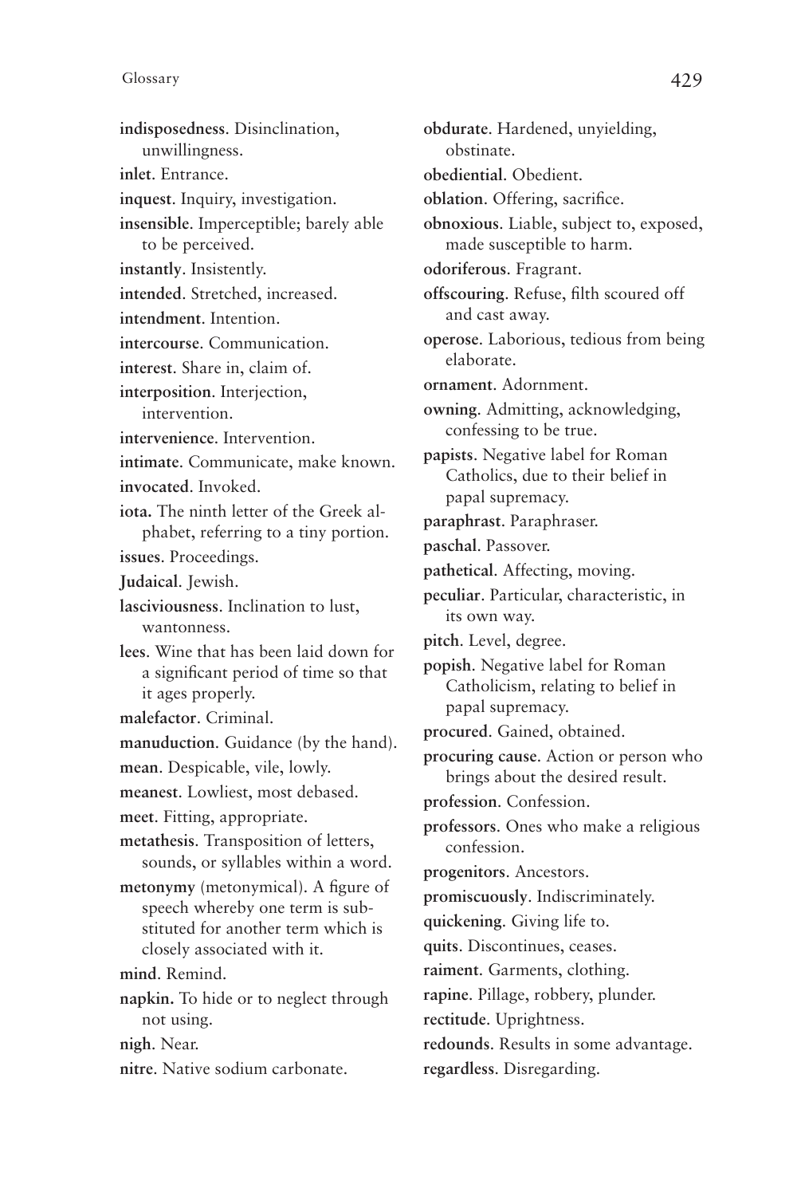**indisposedness**. Disinclination, unwillingness.

**inlet**. Entrance.

**inquest**. Inquiry, investigation.

**insensible**. Imperceptible; barely able to be perceived.

**instantly**. Insistently.

**intended**. Stretched, increased.

**intendment**. Intention.

**intercourse**. Communication.

**interest**. Share in, claim of.

**interposition**. Interjection, intervention.

**intervenience**. Intervention.

**intimate**. Communicate, make known.

**invocated**. Invoked.

**iota.** The ninth letter of the Greek alphabet, referring to a tiny portion.

**issues**. Proceedings.

**Judaical**. Jewish.

**lasciviousness**. Inclination to lust, wantonness.

**lees**. Wine that has been laid down for a significant period of time so that it ages properly.

**malefactor**. Criminal.

**manuduction**. Guidance (by the hand).

**mean**. Despicable, vile, lowly.

**meanest**. Lowliest, most debased.

**meet**. Fitting, appropriate.

**metathesis**. Transposition of letters, sounds, or syllables within a word.

**metonymy** (metonymical). A figure of speech whereby one term is substituted for another term which is closely associated with it.

**mind**. Remind.

**napkin.** To hide or to neglect through not using.

**nigh**. Near.

**nitre**. Native sodium carbonate.

**obdurate**. Hardened, unyielding, obstinate.

**obediential**. Obedient.

**oblation**. Offering, sacrifice.

**obnoxious**. Liable, subject to, exposed, made susceptible to harm.

**odoriferous**. Fragrant.

**offscouring**. Refuse, filth scoured off and cast away.

**operose**. Laborious, tedious from being elaborate.

**ornament**. Adornment.

**owning**. Admitting, acknowledging, confessing to be true.

**papists**. Negative label for Roman Catholics, due to their belief in papal supremacy.

**paraphrast**. Paraphraser.

**paschal**. Passover.

**pathetical**. Affecting, moving.

**peculiar**. Particular, characteristic, in its own way.

**pitch**. Level, degree.

**popish**. Negative label for Roman Catholicism, relating to belief in papal supremacy.

**procured**. Gained, obtained.

**procuring cause**. Action or person who brings about the desired result.

**profession**. Confession.

**professors**. Ones who make a religious confession.

**progenitors**. Ancestors.

**promiscuously**. Indiscriminately.

**quickening**. Giving life to.

**quits**. Discontinues, ceases.

**raiment**. Garments, clothing.

**rapine**. Pillage, robbery, plunder.

**rectitude**. Uprightness.

**redounds**. Results in some advantage.

**regardless**. Disregarding.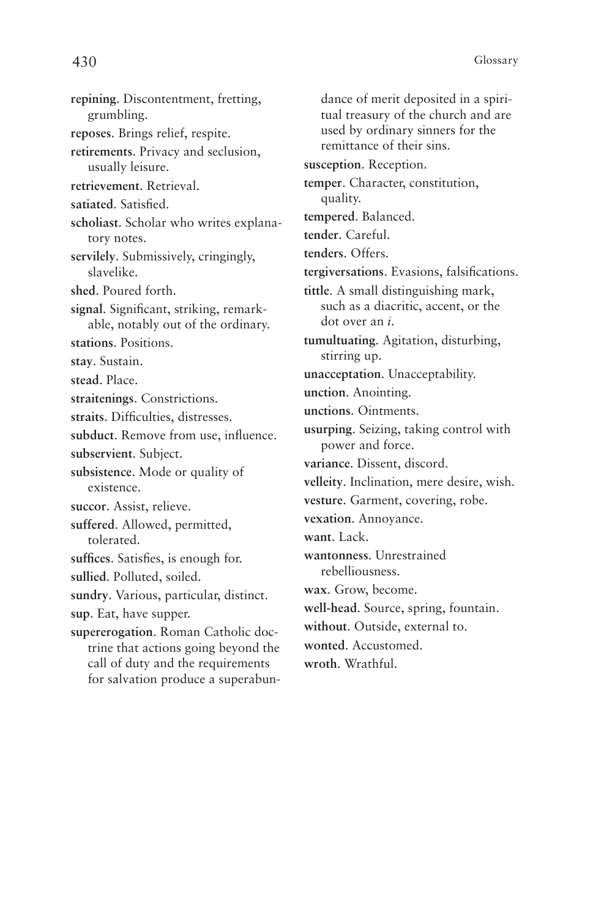**repining**. Discontentment, fretting, grumbling.

**reposes**. Brings relief, respite.

**retirements**. Privacy and seclusion, usually leisure.

**retrievement**. Retrieval.

**satiated**. Satisfied.

**scholiast**. Scholar who writes explanatory notes.

**servilely**. Submissively, cringingly, slavelike.

**shed**. Poured forth.

**signal**. Significant, striking, remarkable, notably out of the ordinary.

**stations**. Positions.

**stay**. Sustain.

**stead**. Place.

**straitenings**. Constrictions.

**straits**. Difficulties, distresses.

**subduct**. Remove from use, influence.

**subservient**. Subject.

**subsistence**. Mode or quality of existence.

**succor**. Assist, relieve.

**suffered**. Allowed, permitted, tolerated.

**suffices**. Satisfies, is enough for.

**sullied**. Polluted, soiled.

**sundry**. Various, particular, distinct.

**sup**. Eat, have supper.

**supererogation**. Roman Catholic doctrine that actions going beyond the call of duty and the requirements for salvation produce a superabundance of merit deposited in a spiritual treasury of the church and are used by ordinary sinners for the remittance of their sins.

**susception**. Reception.

**temper**. Character, constitution, quality.

**tempered**. Balanced.

**tender**. Careful.

**tenders**. Offers.

**tergiversations**. Evasions, falsifications.

**tittle**. A small distinguishing mark, such as a diacritic, accent, or the dot over an *i*.

**tumultuating**. Agitation, disturbing, stirring up.

**unacceptation**. Unacceptability.

**unction**. Anointing.

**unctions**. Ointments.

**usurping**. Seizing, taking control with power and force.

**variance**. Dissent, discord.

**velleity**. Inclination, mere desire, wish.

**vesture**. Garment, covering, robe.

**vexation**. Annoyance.

**want**. Lack.

**wantonness**. Unrestrained rebelliousness.

**wax**. Grow, become.

**well-head**. Source, spring, fountain.

**without**. Outside, external to.

**wonted**. Accustomed.

**wroth**. Wrathful.